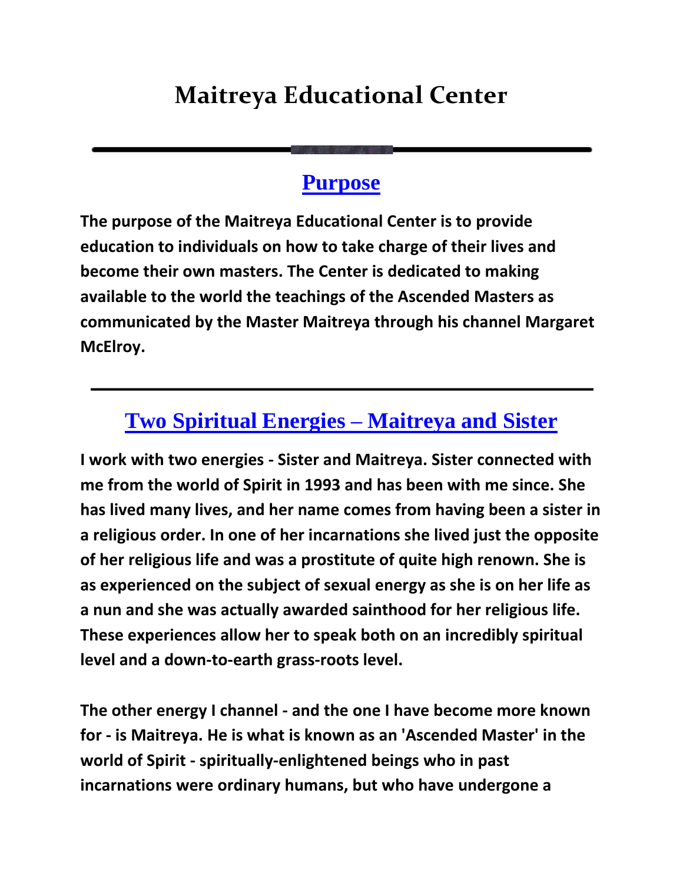# Maitreya Educational Center

## Purpose

**The purpose of the Maitreya Educational Center is to provide education to individuals on how to take charge of their lives and become their own masters. The Center is dedicated to making available to the world the teachings of the Ascended Masters as communicated by the Master Maitreya through his channel Margaret McElroy.**

## Two Spiritual Energies – Maitreya and Sister

**I work with two energies - Sister and Maitreya. Sister connected with me from the world of Spirit in 1993 and has been with me since. She has lived many lives, and her name comes from having been a sister in a religious order. In one of her incarnations she lived just the opposite of her religious life and was a prostitute of quite high renown. She is as experienced on the subject of sexual energy as she is on her life as a nun and she was actually awarded sainthood for her religious life. These experiences allow her to speak both on an incredibly spiritual level and a down-to-earth grass-roots level.**

**The other energy I channel - and the one I have become more known for - is Maitreya. He is what is known as an 'Ascended Master' in the world of Spirit - spiritually-enlightened beings who in past incarnations were ordinary humans, but who have undergone a**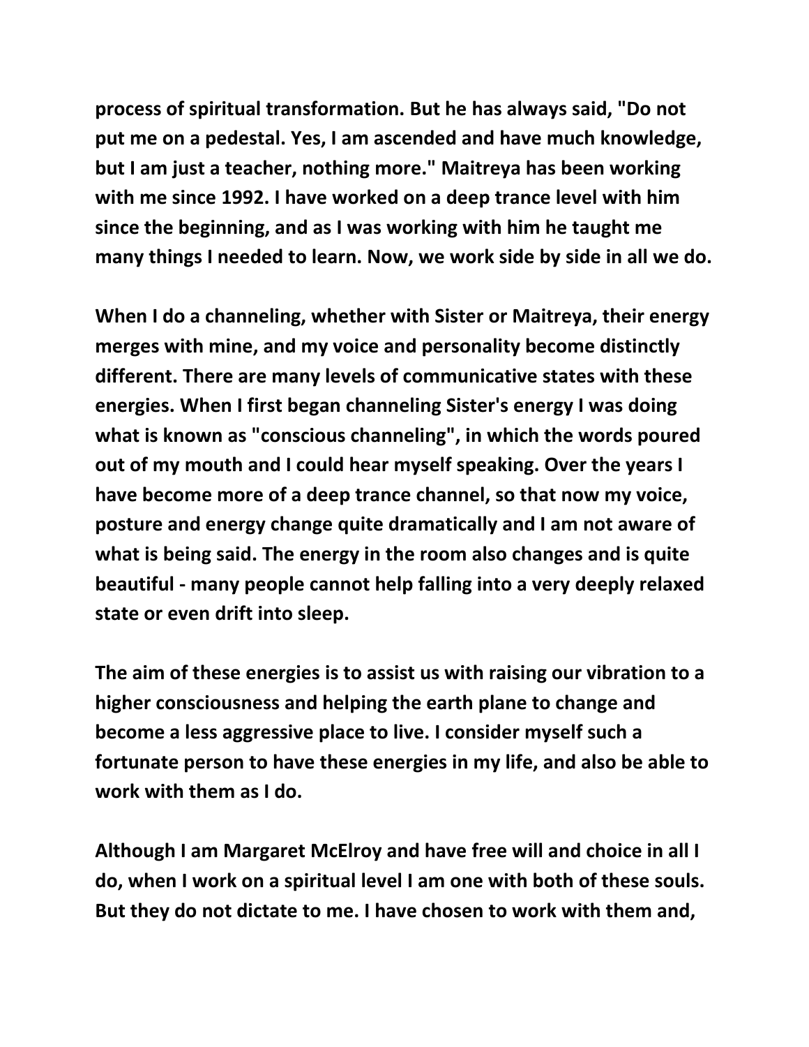**process of spiritual transformation. But he has always said, "Do not put me on a pedestal. Yes, I am ascended and have much knowledge, but I am just a teacher, nothing more." Maitreya has been working with me since 1992. I have worked on a deep trance level with him since the beginning, and as I was working with him he taught me many things I needed to learn. Now, we work side by side in all we do.**

**When I do a channeling, whether with Sister or Maitreya, their energy merges with mine, and my voice and personality become distinctly different. There are many levels of communicative states with these energies. When I first began channeling Sister's energy I was doing what is known as "conscious channeling", in which the words poured out of my mouth and I could hear myself speaking. Over the years I have become more of a deep trance channel, so that now my voice, posture and energy change quite dramatically and I am not aware of what is being said. The energy in the room also changes and is quite beautiful - many people cannot help falling into a very deeply relaxed state or even drift into sleep.**

**The aim of these energies is to assist us with raising our vibration to a higher consciousness and helping the earth plane to change and become a less aggressive place to live. I consider myself such a fortunate person to have these energies in my life, and also be able to work with them as I do.**

**Although I am Margaret McElroy and have free will and choice in all I do, when I work on a spiritual level I am one with both of these souls. But they do not dictate to me. I have chosen to work with them and,**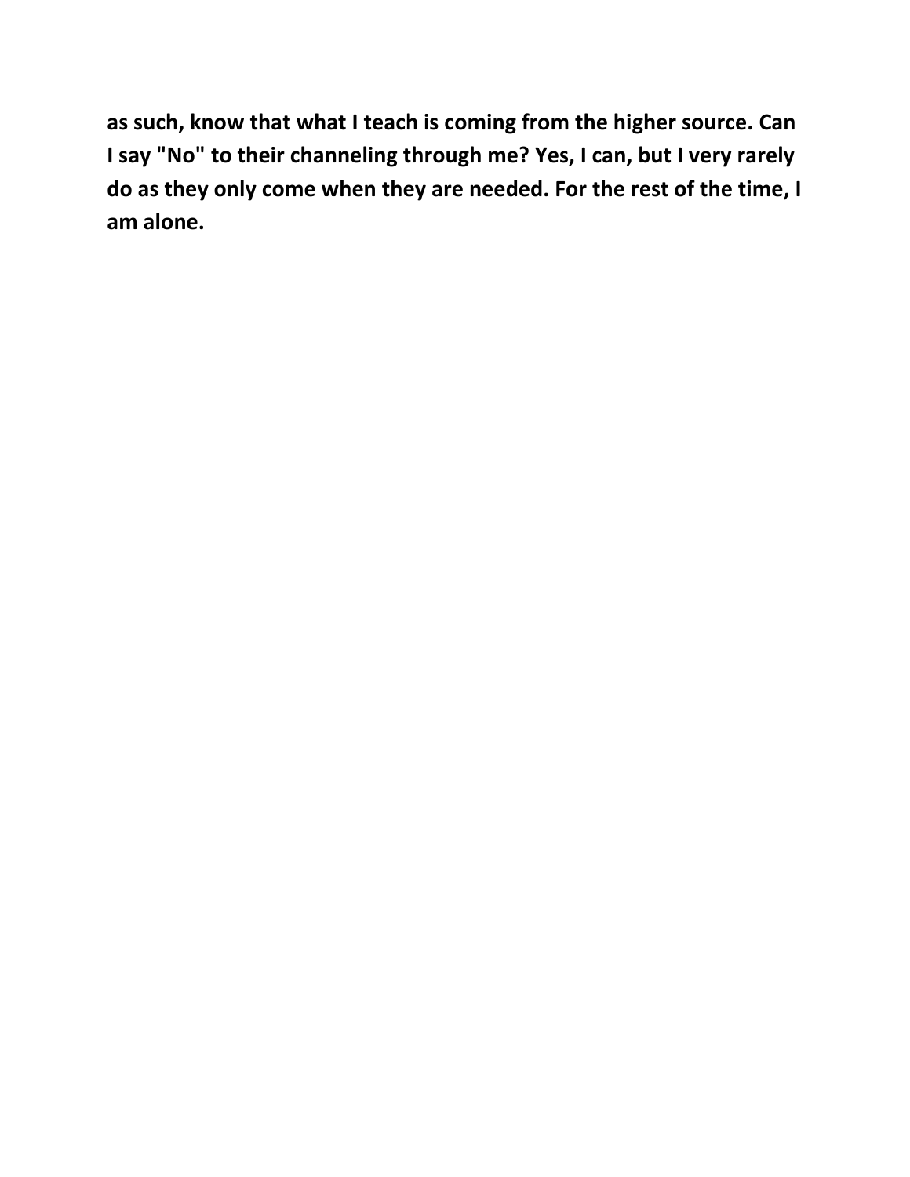**as such, know that what I teach is coming from the higher source. Can I say "No" to their channeling through me? Yes, I can, but I very rarely do as they only come when they are needed. For the rest of the time, I am alone.**